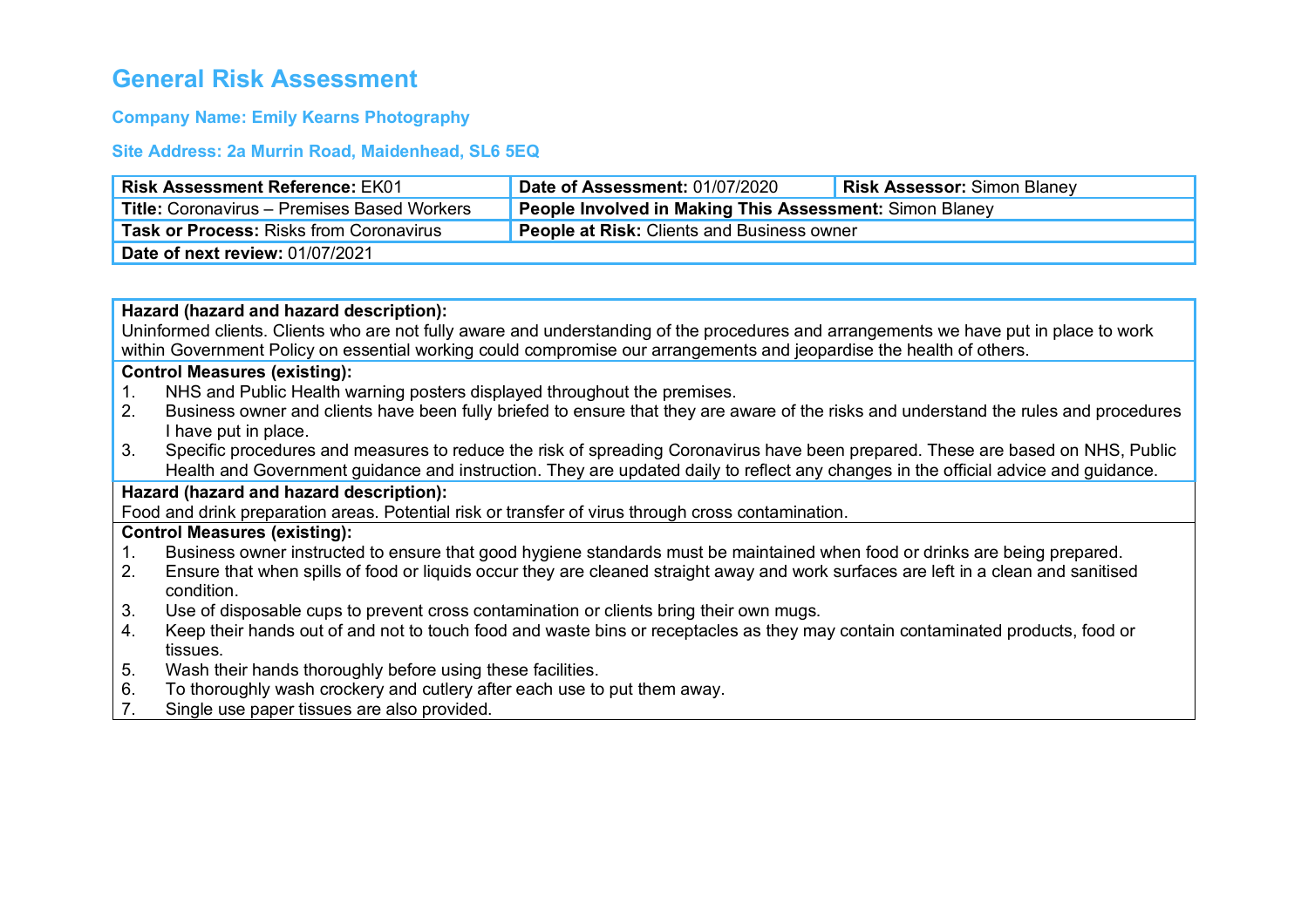# General Risk Assessment

### Company Name: Emily Kearns Photography

### Site Address: 2a Murrin Road, Maidenhead, SL6 5EQ

| **Risk Assessment Reference:** EK01 | **Date of Assessment:** 01/07/2020 | **Risk Assessor:** Simon Blaney |
|---|---|---|
| **Title:** Coronavirus – Premises Based Workers | **People Involved in Making This Assessment:** Simon Blaney | |
| **Task or Process:** Risks from Coronavirus | **People at Risk:** Clients and Business owner | |
| **Date of next review:** 01/07/2021 | | |

**Hazard (hazard and hazard description):**
Uninformed clients. Clients who are not fully aware and understanding of the procedures and arrangements we have put in place to work within Government Policy on essential working could compromise our arrangements and jeopardise the health of others.

**Control Measures (existing):**

1. NHS and Public Health warning posters displayed throughout the premises.
2. Business owner and clients have been fully briefed to ensure that they are aware of the risks and understand the rules and procedures I have put in place.
3. Specific procedures and measures to reduce the risk of spreading Coronavirus have been prepared. These are based on NHS, Public Health and Government guidance and instruction. They are updated daily to reflect any changes in the official advice and guidance.

**Hazard (hazard and hazard description):**
Food and drink preparation areas. Potential risk or transfer of virus through cross contamination.

**Control Measures (existing):**

1. Business owner instructed to ensure that good hygiene standards must be maintained when food or drinks are being prepared.
2. Ensure that when spills of food or liquids occur they are cleaned straight away and work surfaces are left in a clean and sanitised condition.
3. Use of disposable cups to prevent cross contamination or clients bring their own mugs.
4. Keep their hands out of and not to touch food and waste bins or receptacles as they may contain contaminated products, food or tissues.
5. Wash their hands thoroughly before using these facilities.
6. To thoroughly wash crockery and cutlery after each use to put them away.
7. Single use paper tissues are also provided.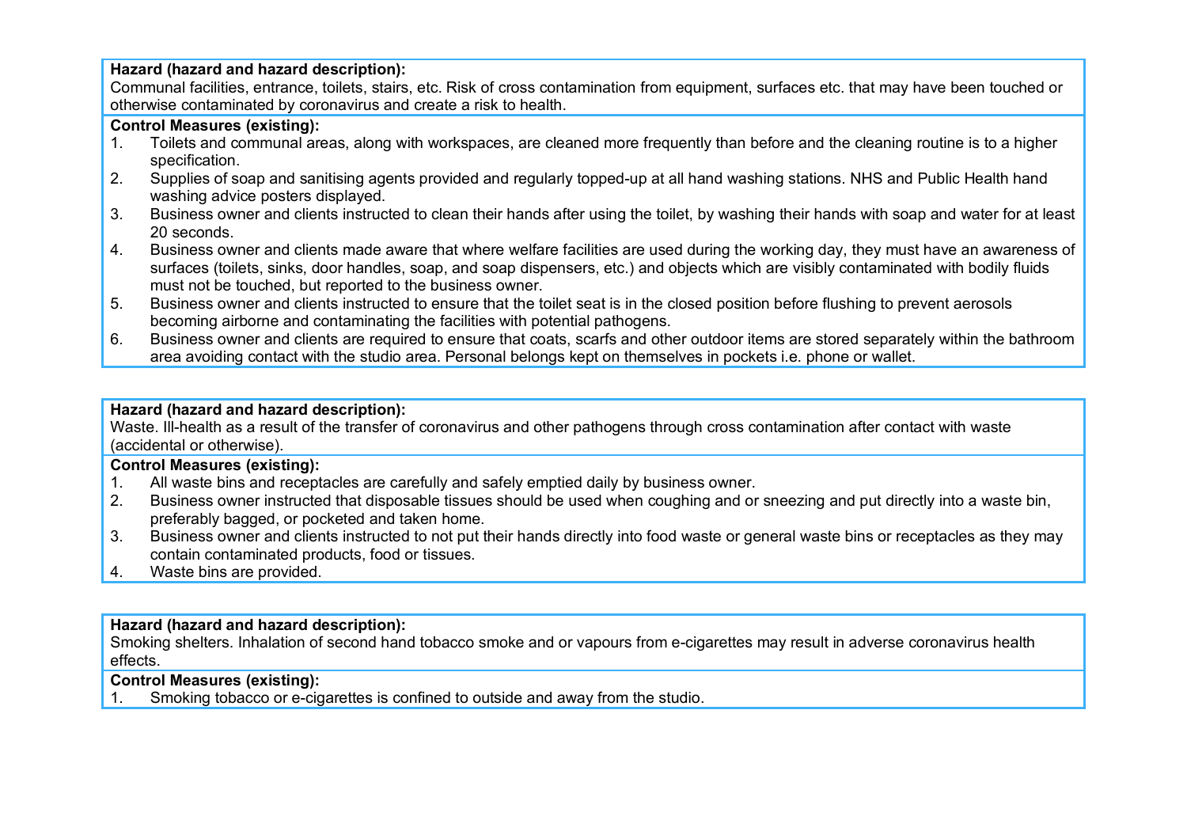**Hazard (hazard and hazard description):**
Communal facilities, entrance, toilets, stairs, etc. Risk of cross contamination from equipment, surfaces etc. that may have been touched or otherwise contaminated by coronavirus and create a risk to health.

**Control Measures (existing):**

1. Toilets and communal areas, along with workspaces, are cleaned more frequently than before and the cleaning routine is to a higher specification.
2. Supplies of soap and sanitising agents provided and regularly topped-up at all hand washing stations. NHS and Public Health hand washing advice posters displayed.
3. Business owner and clients instructed to clean their hands after using the toilet, by washing their hands with soap and water for at least 20 seconds.
4. Business owner and clients made aware that where welfare facilities are used during the working day, they must have an awareness of surfaces (toilets, sinks, door handles, soap, and soap dispensers, etc.) and objects which are visibly contaminated with bodily fluids must not be touched, but reported to the business owner.
5. Business owner and clients instructed to ensure that the toilet seat is in the closed position before flushing to prevent aerosols becoming airborne and contaminating the facilities with potential pathogens.
6. Business owner and clients are required to ensure that coats, scarfs and other outdoor items are stored separately within the bathroom area avoiding contact with the studio area. Personal belongs kept on themselves in pockets i.e. phone or wallet.

**Hazard (hazard and hazard description):**
Waste. Ill-health as a result of the transfer of coronavirus and other pathogens through cross contamination after contact with waste (accidental or otherwise).

**Control Measures (existing):**

1. All waste bins and receptacles are carefully and safely emptied daily by business owner.
2. Business owner instructed that disposable tissues should be used when coughing and or sneezing and put directly into a waste bin, preferably bagged, or pocketed and taken home.
3. Business owner and clients instructed to not put their hands directly into food waste or general waste bins or receptacles as they may contain contaminated products, food or tissues.
4. Waste bins are provided.

**Hazard (hazard and hazard description):**
Smoking shelters. Inhalation of second hand tobacco smoke and or vapours from e-cigarettes may result in adverse coronavirus health effects.

**Control Measures (existing):**

1. Smoking tobacco or e-cigarettes is confined to outside and away from the studio.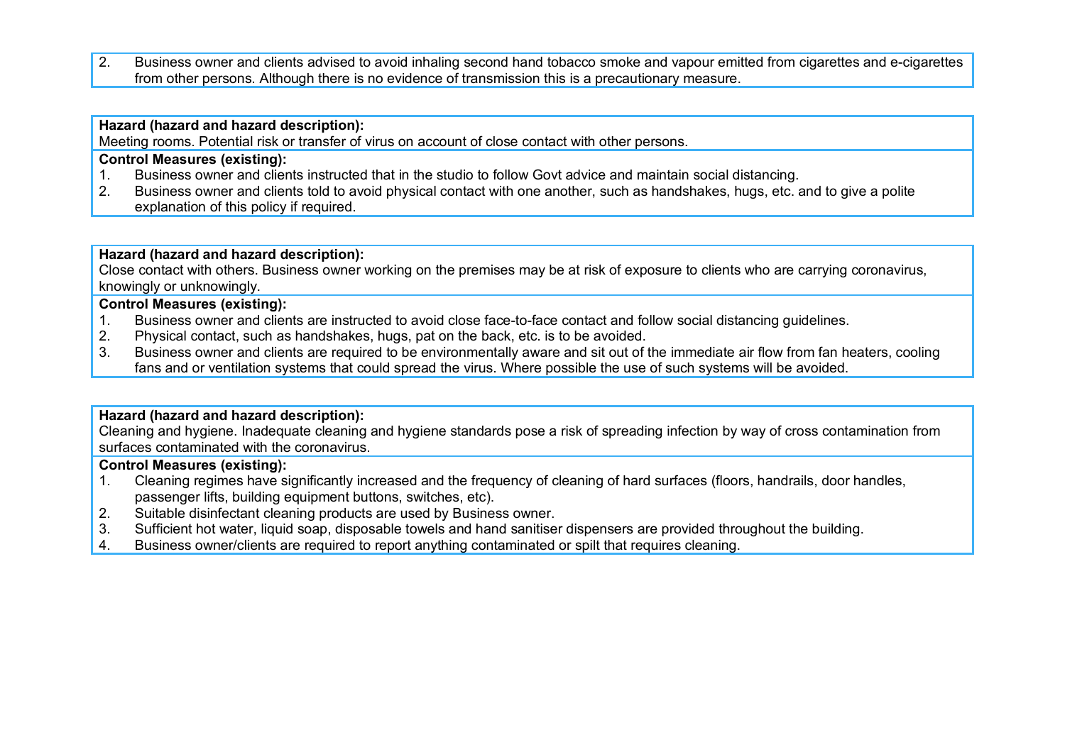2. Business owner and clients advised to avoid inhaling second hand tobacco smoke and vapour emitted from cigarettes and e-cigarettes from other persons. Although there is no evidence of transmission this is a precautionary measure.

**Hazard (hazard and hazard description):**
Meeting rooms. Potential risk or transfer of virus on account of close contact with other persons.

**Control Measures (existing):**

1. Business owner and clients instructed that in the studio to follow Govt advice and maintain social distancing.
2. Business owner and clients told to avoid physical contact with one another, such as handshakes, hugs, etc. and to give a polite explanation of this policy if required.

**Hazard (hazard and hazard description):**
Close contact with others. Business owner working on the premises may be at risk of exposure to clients who are carrying coronavirus, knowingly or unknowingly.

**Control Measures (existing):**

1. Business owner and clients are instructed to avoid close face-to-face contact and follow social distancing guidelines.
2. Physical contact, such as handshakes, hugs, pat on the back, etc. is to be avoided.
3. Business owner and clients are required to be environmentally aware and sit out of the immediate air flow from fan heaters, cooling fans and or ventilation systems that could spread the virus. Where possible the use of such systems will be avoided.

**Hazard (hazard and hazard description):**
Cleaning and hygiene. Inadequate cleaning and hygiene standards pose a risk of spreading infection by way of cross contamination from surfaces contaminated with the coronavirus.

**Control Measures (existing):**

1. Cleaning regimes have significantly increased and the frequency of cleaning of hard surfaces (floors, handrails, door handles, passenger lifts, building equipment buttons, switches, etc).
2. Suitable disinfectant cleaning products are used by Business owner.
3. Sufficient hot water, liquid soap, disposable towels and hand sanitiser dispensers are provided throughout the building.
4. Business owner/clients are required to report anything contaminated or spilt that requires cleaning.